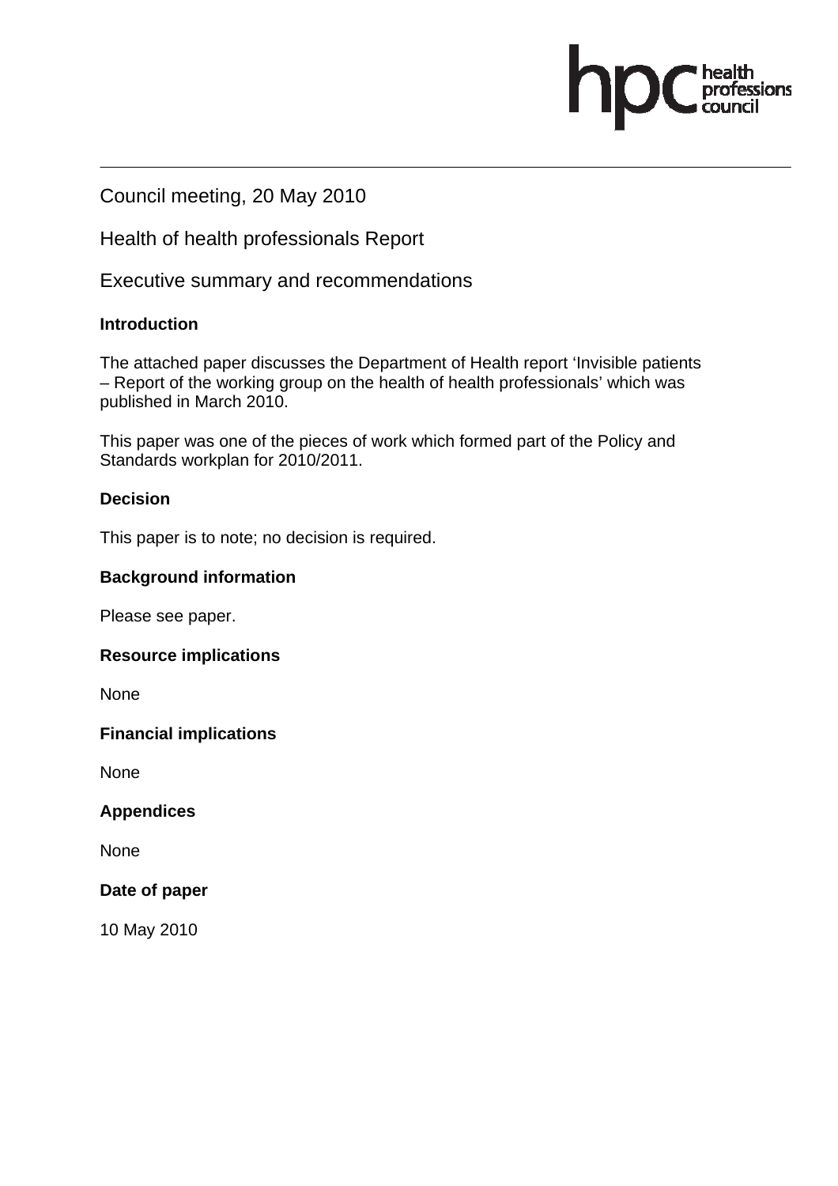Council meeting, 20 May 2010

Health of health professionals Report

Executive summary and recommendations

**Introduction**

The attached paper discusses the Department of Health report 'Invisible patients – Report of the working group on the health of health professionals' which was published in March 2010.

This paper was one of the pieces of work which formed part of the Policy and Standards workplan for 2010/2011.

**Decision**

This paper is to note; no decision is required.

**Background information**

Please see paper.

**Resource implications**

None

**Financial implications**

None

**Appendices**

None

**Date of paper**

10 May 2010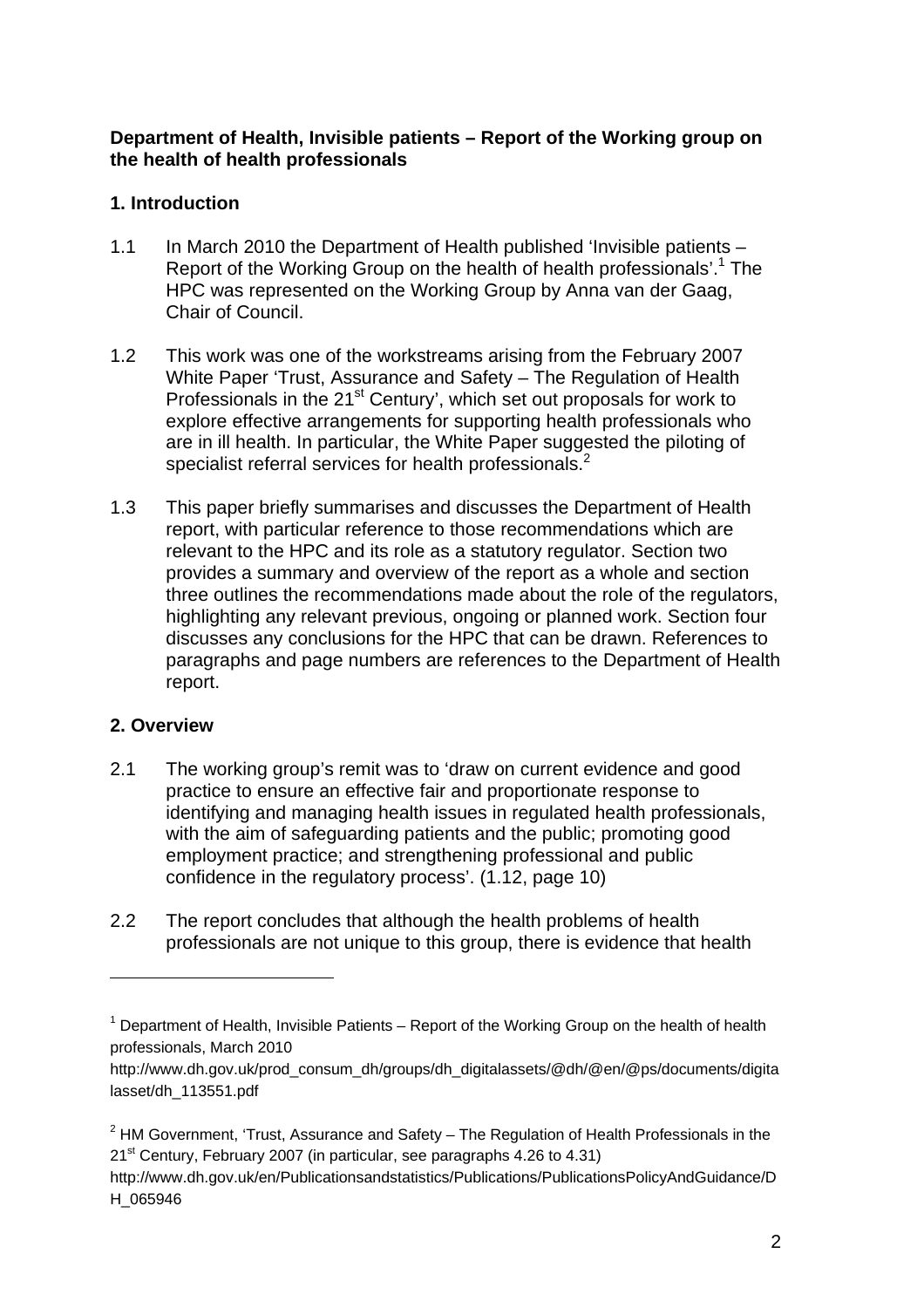**Department of Health, Invisible patients – Report of the Working group on the health of health professionals**

## 1. Introduction

1.1 In March 2010 the Department of Health published 'Invisible patients – Report of the Working Group on the health of health professionals'.[1] The HPC was represented on the Working Group by Anna van der Gaag, Chair of Council.

1.2 This work was one of the workstreams arising from the February 2007 White Paper 'Trust, Assurance and Safety – The Regulation of Health Professionals in the 21st Century', which set out proposals for work to explore effective arrangements for supporting health professionals who are in ill health. In particular, the White Paper suggested the piloting of specialist referral services for health professionals.[2]

1.3 This paper briefly summarises and discusses the Department of Health report, with particular reference to those recommendations which are relevant to the HPC and its role as a statutory regulator. Section two provides a summary and overview of the report as a whole and section three outlines the recommendations made about the role of the regulators, highlighting any relevant previous, ongoing or planned work. Section four discusses any conclusions for the HPC that can be drawn. References to paragraphs and page numbers are references to the Department of Health report.

## 2. Overview

2.1 The working group's remit was to 'draw on current evidence and good practice to ensure an effective fair and proportionate response to identifying and managing health issues in regulated health professionals, with the aim of safeguarding patients and the public; promoting good employment practice; and strengthening professional and public confidence in the regulatory process'. (1.12, page 10)

2.2 The report concludes that although the health problems of health professionals are not unique to this group, there is evidence that health

---

[1] Department of Health, Invisible Patients – Report of the Working Group on the health of health professionals, March 2010
http://www.dh.gov.uk/prod_consum_dh/groups/dh_digitalassets/@dh/@en/@ps/documents/digitalasset/dh_113551.pdf

[2] HM Government, 'Trust, Assurance and Safety – The Regulation of Health Professionals in the 21st Century, February 2007 (in particular, see paragraphs 4.26 to 4.31)
http://www.dh.gov.uk/en/Publicationsandstatistics/Publications/PublicationsPolicyAndGuidance/DH_065946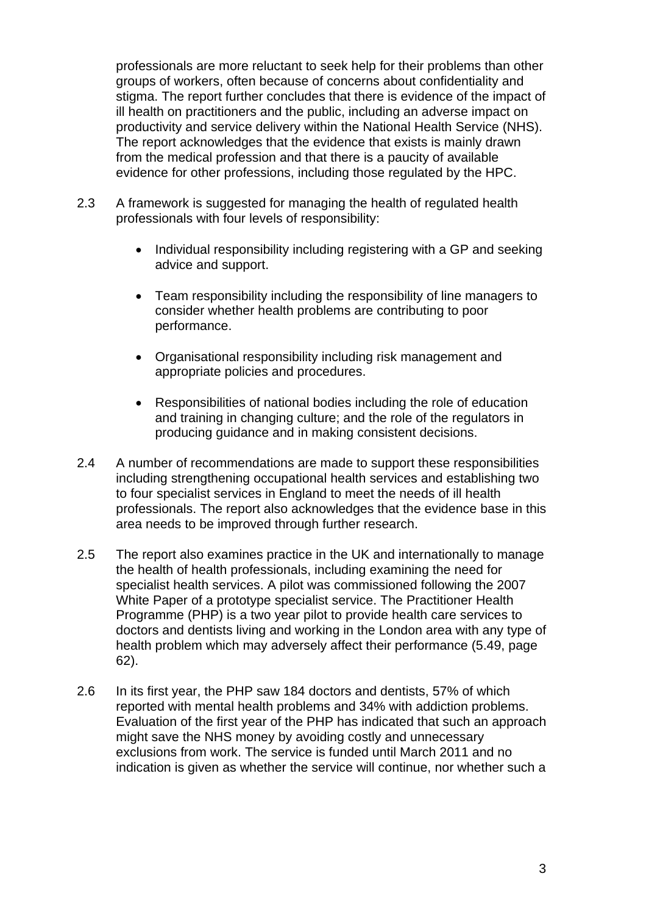professionals are more reluctant to seek help for their problems than other groups of workers, often because of concerns about confidentiality and stigma. The report further concludes that there is evidence of the impact of ill health on practitioners and the public, including an adverse impact on productivity and service delivery within the National Health Service (NHS). The report acknowledges that the evidence that exists is mainly drawn from the medical profession and that there is a paucity of available evidence for other professions, including those regulated by the HPC.

2.3 A framework is suggested for managing the health of regulated health professionals with four levels of responsibility:

- Individual responsibility including registering with a GP and seeking advice and support.
- Team responsibility including the responsibility of line managers to consider whether health problems are contributing to poor performance.
- Organisational responsibility including risk management and appropriate policies and procedures.
- Responsibilities of national bodies including the role of education and training in changing culture; and the role of the regulators in producing guidance and in making consistent decisions.

2.4 A number of recommendations are made to support these responsibilities including strengthening occupational health services and establishing two to four specialist services in England to meet the needs of ill health professionals. The report also acknowledges that the evidence base in this area needs to be improved through further research.

2.5 The report also examines practice in the UK and internationally to manage the health of health professionals, including examining the need for specialist health services. A pilot was commissioned following the 2007 White Paper of a prototype specialist service. The Practitioner Health Programme (PHP) is a two year pilot to provide health care services to doctors and dentists living and working in the London area with any type of health problem which may adversely affect their performance (5.49, page 62).

2.6 In its first year, the PHP saw 184 doctors and dentists, 57% of which reported with mental health problems and 34% with addiction problems. Evaluation of the first year of the PHP has indicated that such an approach might save the NHS money by avoiding costly and unnecessary exclusions from work. The service is funded until March 2011 and no indication is given as whether the service will continue, nor whether such a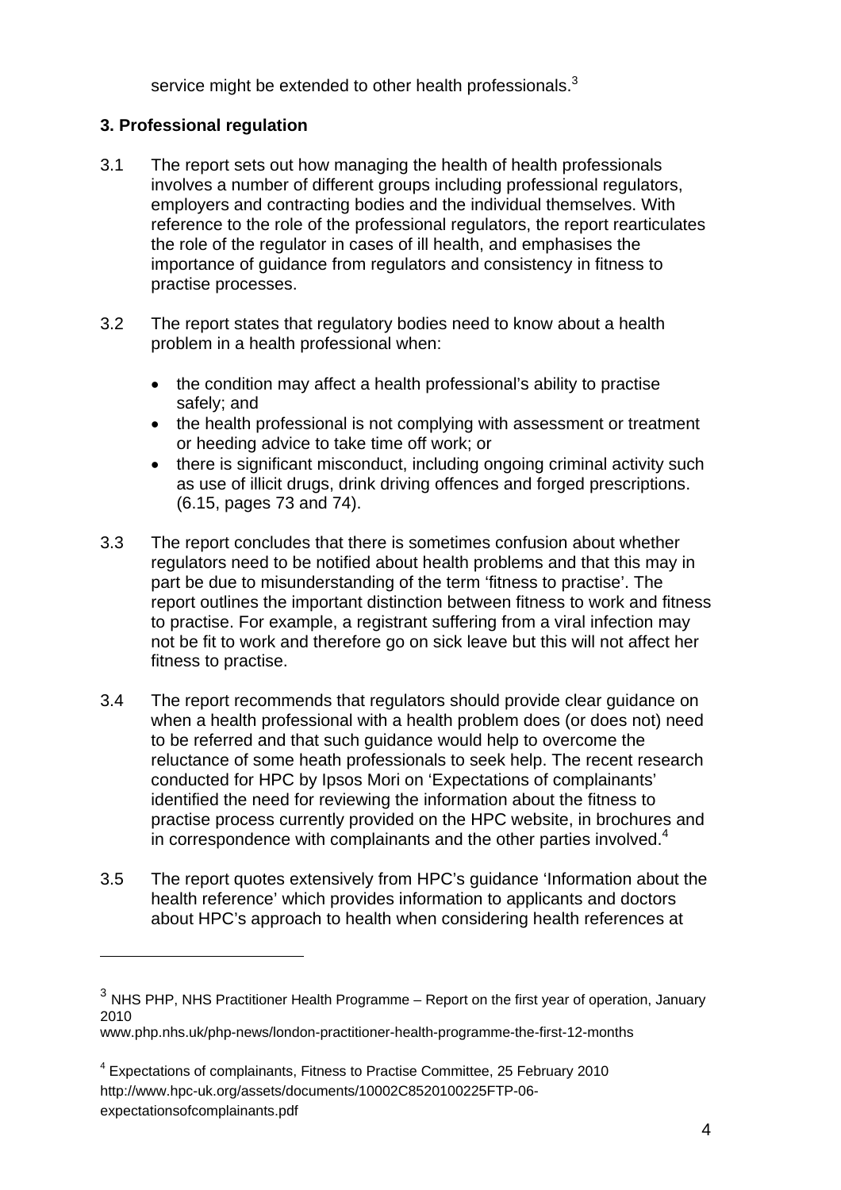service might be extended to other health professionals.[3]

**3. Professional regulation**

3.1 The report sets out how managing the health of health professionals involves a number of different groups including professional regulators, employers and contracting bodies and the individual themselves. With reference to the role of the professional regulators, the report rearticulates the role of the regulator in cases of ill health, and emphasises the importance of guidance from regulators and consistency in fitness to practise processes.

3.2 The report states that regulatory bodies need to know about a health problem in a health professional when:

- the condition may affect a health professional's ability to practise safely; and
- the health professional is not complying with assessment or treatment or heeding advice to take time off work; or
- there is significant misconduct, including ongoing criminal activity such as use of illicit drugs, drink driving offences and forged prescriptions. (6.15, pages 73 and 74).

3.3 The report concludes that there is sometimes confusion about whether regulators need to be notified about health problems and that this may in part be due to misunderstanding of the term 'fitness to practise'. The report outlines the important distinction between fitness to work and fitness to practise. For example, a registrant suffering from a viral infection may not be fit to work and therefore go on sick leave but this will not affect her fitness to practise.

3.4 The report recommends that regulators should provide clear guidance on when a health professional with a health problem does (or does not) need to be referred and that such guidance would help to overcome the reluctance of some heath professionals to seek help. The recent research conducted for HPC by Ipsos Mori on 'Expectations of complainants' identified the need for reviewing the information about the fitness to practise process currently provided on the HPC website, in brochures and in correspondence with complainants and the other parties involved.[4]

3.5 The report quotes extensively from HPC's guidance 'Information about the health reference' which provides information to applicants and doctors about HPC's approach to health when considering health references at

---

[3] NHS PHP, NHS Practitioner Health Programme – Report on the first year of operation, January 2010
www.php.nhs.uk/php-news/london-practitioner-health-programme-the-first-12-months

[4] Expectations of complainants, Fitness to Practise Committee, 25 February 2010
http://www.hpc-uk.org/assets/documents/10002C8520100225FTP-06-expectationsofcomplainants.pdf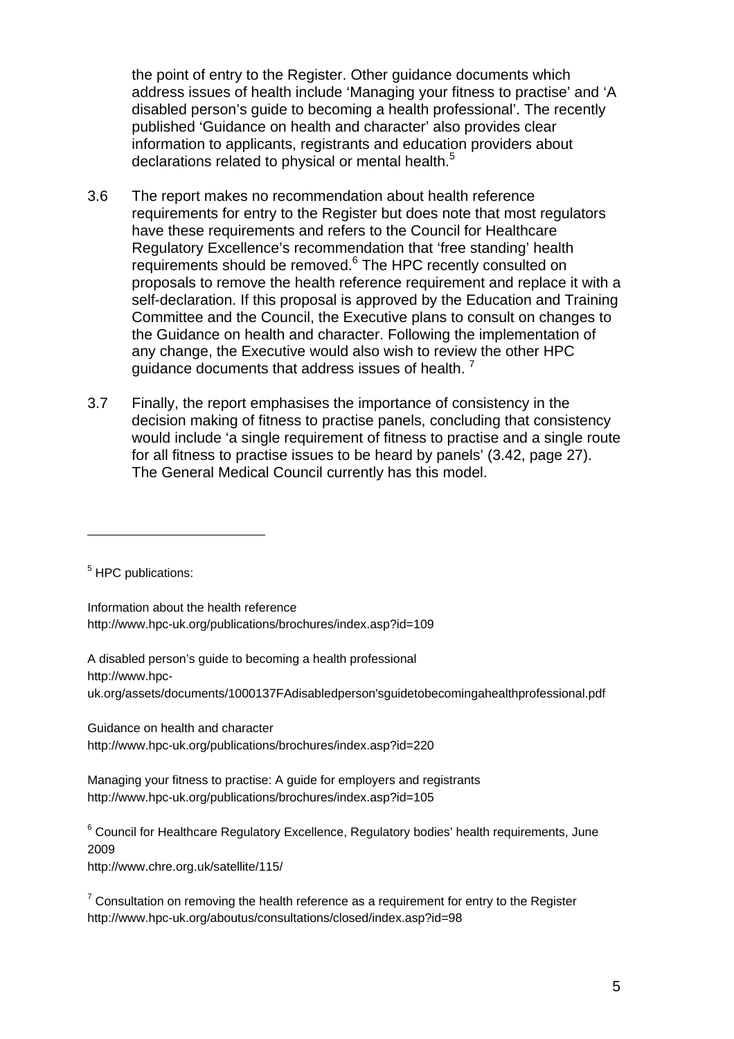the point of entry to the Register. Other guidance documents which address issues of health include 'Managing your fitness to practise' and 'A disabled person's guide to becoming a health professional'. The recently published 'Guidance on health and character' also provides clear information to applicants, registrants and education providers about declarations related to physical or mental health.[5]

3.6 The report makes no recommendation about health reference requirements for entry to the Register but does note that most regulators have these requirements and refers to the Council for Healthcare Regulatory Excellence's recommendation that 'free standing' health requirements should be removed.[6] The HPC recently consulted on proposals to remove the health reference requirement and replace it with a self-declaration. If this proposal is approved by the Education and Training Committee and the Council, the Executive plans to consult on changes to the Guidance on health and character. Following the implementation of any change, the Executive would also wish to review the other HPC guidance documents that address issues of health.[7]

3.7 Finally, the report emphasises the importance of consistency in the decision making of fitness to practise panels, concluding that consistency would include 'a single requirement of fitness to practise and a single route for all fitness to practise issues to be heard by panels' (3.42, page 27). The General Medical Council currently has this model.

---

[5] HPC publications:

Information about the health reference
http://www.hpc-uk.org/publications/brochures/index.asp?id=109

A disabled person's guide to becoming a health professional
http://www.hpc-uk.org/assets/documents/1000137FAdisabledperson'sguidetobecomingahealthprofessional.pdf

Guidance on health and character
http://www.hpc-uk.org/publications/brochures/index.asp?id=220

Managing your fitness to practise: A guide for employers and registrants
http://www.hpc-uk.org/publications/brochures/index.asp?id=105

[6] Council for Healthcare Regulatory Excellence, Regulatory bodies' health requirements, June 2009
http://www.chre.org.uk/satellite/115/

[7] Consultation on removing the health reference as a requirement for entry to the Register
http://www.hpc-uk.org/aboutus/consultations/closed/index.asp?id=98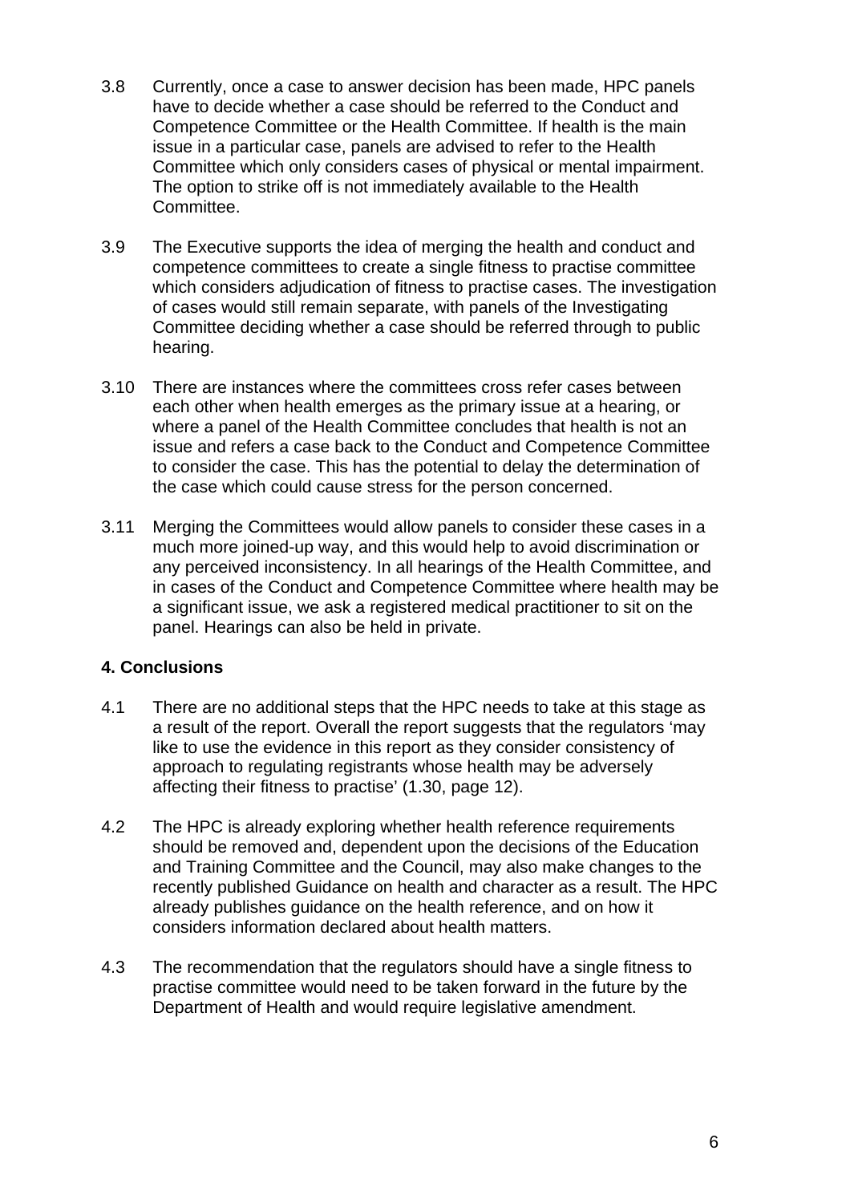3.8 Currently, once a case to answer decision has been made, HPC panels have to decide whether a case should be referred to the Conduct and Competence Committee or the Health Committee. If health is the main issue in a particular case, panels are advised to refer to the Health Committee which only considers cases of physical or mental impairment. The option to strike off is not immediately available to the Health Committee.

3.9 The Executive supports the idea of merging the health and conduct and competence committees to create a single fitness to practise committee which considers adjudication of fitness to practise cases. The investigation of cases would still remain separate, with panels of the Investigating Committee deciding whether a case should be referred through to public hearing.

3.10 There are instances where the committees cross refer cases between each other when health emerges as the primary issue at a hearing, or where a panel of the Health Committee concludes that health is not an issue and refers a case back to the Conduct and Competence Committee to consider the case. This has the potential to delay the determination of the case which could cause stress for the person concerned.

3.11 Merging the Committees would allow panels to consider these cases in a much more joined-up way, and this would help to avoid discrimination or any perceived inconsistency. In all hearings of the Health Committee, and in cases of the Conduct and Competence Committee where health may be a significant issue, we ask a registered medical practitioner to sit on the panel. Hearings can also be held in private.

## 4. Conclusions

4.1 There are no additional steps that the HPC needs to take at this stage as a result of the report. Overall the report suggests that the regulators 'may like to use the evidence in this report as they consider consistency of approach to regulating registrants whose health may be adversely affecting their fitness to practise' (1.30, page 12).

4.2 The HPC is already exploring whether health reference requirements should be removed and, dependent upon the decisions of the Education and Training Committee and the Council, may also make changes to the recently published Guidance on health and character as a result. The HPC already publishes guidance on the health reference, and on how it considers information declared about health matters.

4.3 The recommendation that the regulators should have a single fitness to practise committee would need to be taken forward in the future by the Department of Health and would require legislative amendment.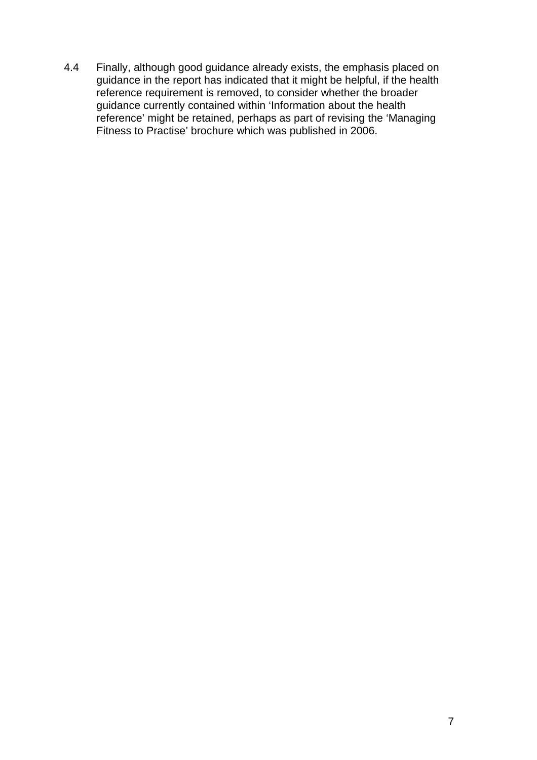4.4 Finally, although good guidance already exists, the emphasis placed on guidance in the report has indicated that it might be helpful, if the health reference requirement is removed, to consider whether the broader guidance currently contained within 'Information about the health reference' might be retained, perhaps as part of revising the 'Managing Fitness to Practise' brochure which was published in 2006.